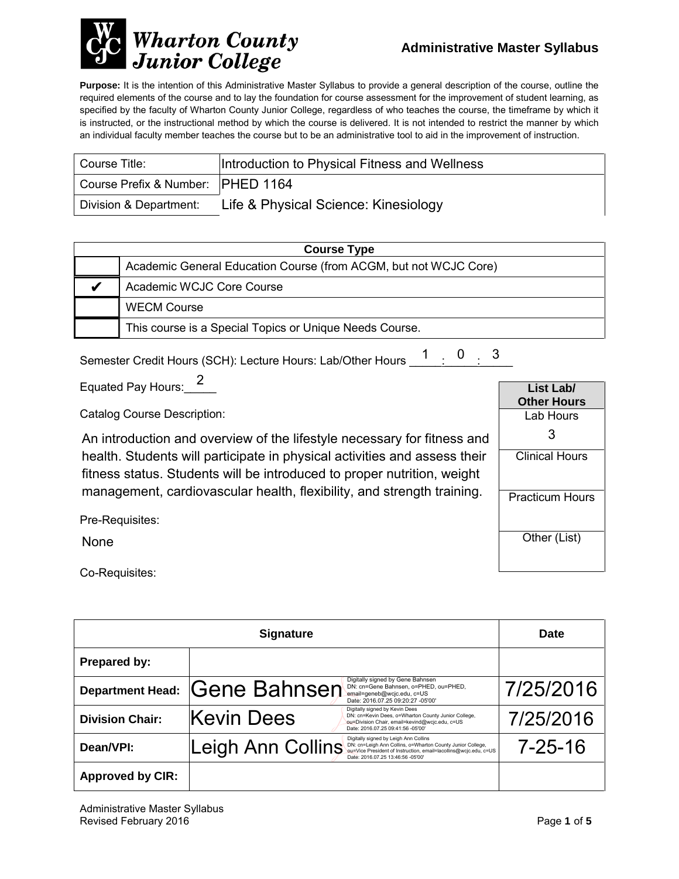# Wharton County Junior College

## Administrative Master Syllabus

**Purpose:** It is the intention of this Administrative Master Syllabus to provide a general description of the course, outline the required elements of the course and to lay the foundation for course assessment for the improvement of student learning, as specified by the faculty of Wharton County Junior College, regardless of who teaches the course, the timeframe by which it is instructed, or the instructional method by which the course is delivered. It is not intended to restrict the manner by which an individual faculty member teaches the course but to be an administrative tool to aid in the improvement of instruction.

| | |
|---|---|
| Course Title: | Introduction to Physical Fitness and Wellness |
| Course Prefix & Number: | PHED 1164 |
| Division & Department: | Life & Physical Science: Kinesiology |

| Course Type | |
|---|---|
| | Academic General Education Course (from ACGM, but not WCJC Core) |
| ✔ | Academic WCJC Core Course |
| | WECM Course |
| | This course is a Special Topics or Unique Needs Course. |

Semester Credit Hours (SCH): Lecture Hours: Lab/Other Hours 1 : 0 : 3

Equated Pay Hours: 2

Catalog Course Description:

An introduction and overview of the lifestyle necessary for fitness and health. Students will participate in physical activities and assess their fitness status. Students will be introduced to proper nutrition, weight management, cardiovascular health, flexibility, and strength training.

Pre-Requisites:

None

Co-Requisites:

| List Lab/ Other Hours | |
|---|---|
| Lab Hours | 3 |
| Clinical Hours | |
| Practicum Hours | |
| Other (List) | |

| Signature | | Date |
|---|---|---|
| **Prepared by:** | | |
| **Department Head:** | Gene Bahnsen (Digitally signed by Gene Bahnsen DN: cn=Gene Bahnsen, o=PHED, ou=PHED, email=geneb@wcjc.edu, c=US Date: 2016.07.25 09:20:27 -05'00') | 7/25/2016 |
| **Division Chair:** | Kevin Dees (Digitally signed by Kevin Dees DN: cn=Kevin Dees, o=Wharton County Junior College, ou=Division Chair, email=kevind@wcjc.edu, c=US Date: 2016.07.25 09:41:56 -05'00') | 7/25/2016 |
| **Dean/VPI:** | Leigh Ann Collins (Digitally signed by Leigh Ann Collins DN: cn=Leigh Ann Collins, o=Wharton County Junior College, ou=Vice President of Instruction, email=lacollins@wcjc.edu, c=US Date: 2016.07.25 13:46:56 -05'00') | 7-25-16 |
| **Approved by CIR:** | | |

Administrative Master Syllabus
Revised February 2016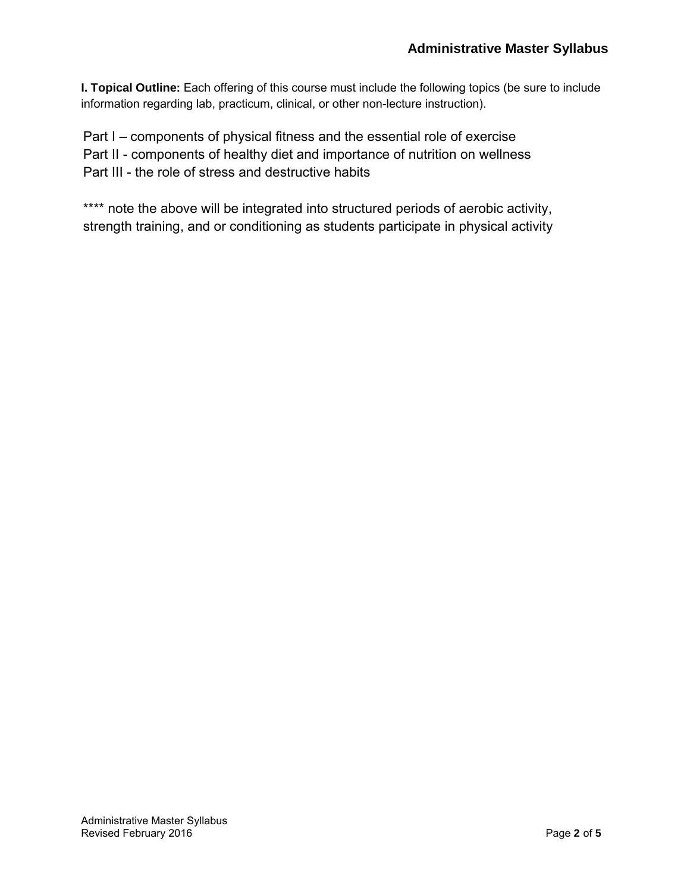**I. Topical Outline:** Each offering of this course must include the following topics (be sure to include information regarding lab, practicum, clinical, or other non-lecture instruction).

Part I – components of physical fitness and the essential role of exercise
Part II - components of healthy diet and importance of nutrition on wellness
Part III - the role of stress and destructive habits

**** note the above will be integrated into structured periods of aerobic activity, strength training, and or conditioning as students participate in physical activity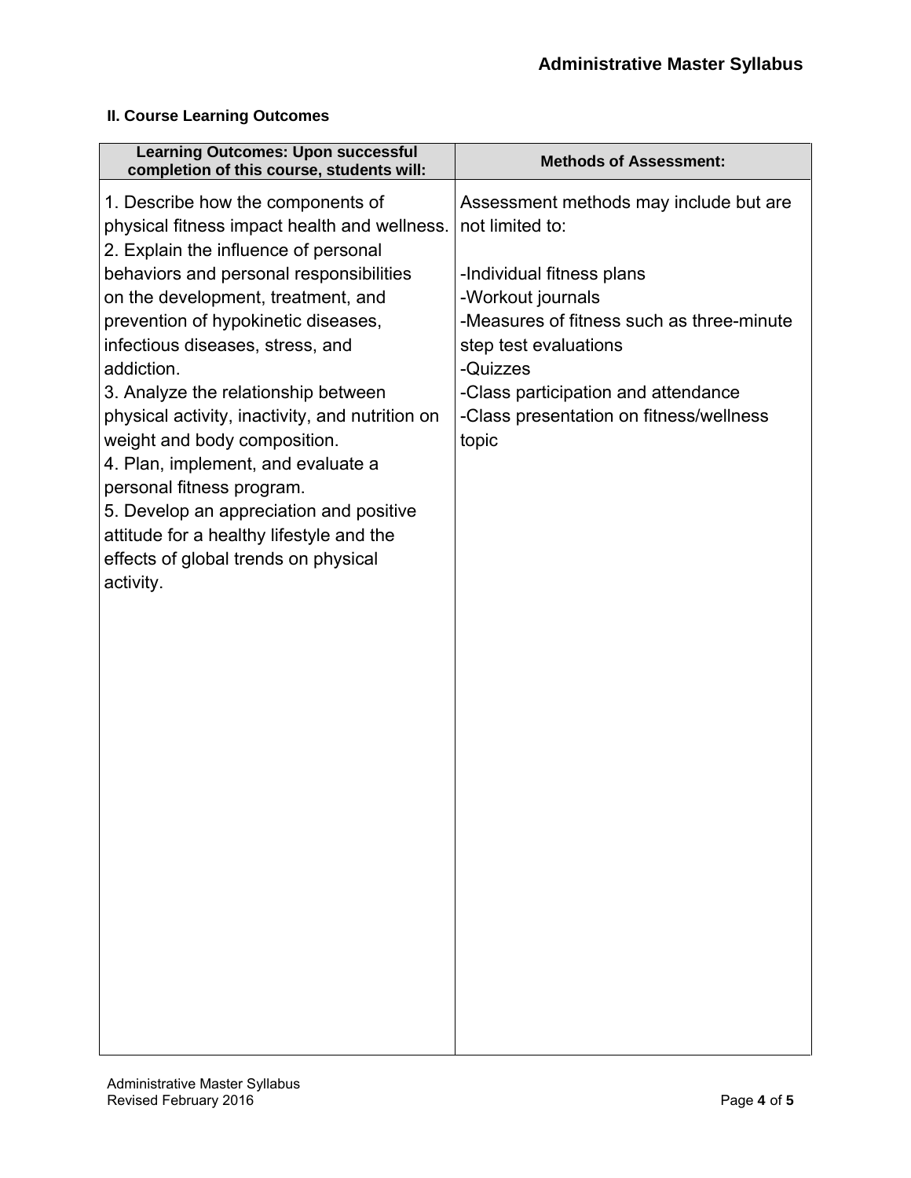### II. Course Learning Outcomes

| Learning Outcomes: Upon successful completion of this course, students will: | Methods of Assessment: |
|---|---|
| 1. Describe how the components of physical fitness impact health and wellness.<br>2. Explain the influence of personal behaviors and personal responsibilities on the development, treatment, and prevention of hypokinetic diseases, infectious diseases, stress, and addiction.<br>3. Analyze the relationship between physical activity, inactivity, and nutrition on weight and body composition.<br>4. Plan, implement, and evaluate a personal fitness program.<br>5. Develop an appreciation and positive attitude for a healthy lifestyle and the effects of global trends on physical activity. | Assessment methods may include but are not limited to:<br><br>-Individual fitness plans<br>-Workout journals<br>-Measures of fitness such as three-minute step test evaluations<br>-Quizzes<br>-Class participation and attendance<br>-Class presentation on fitness/wellness topic |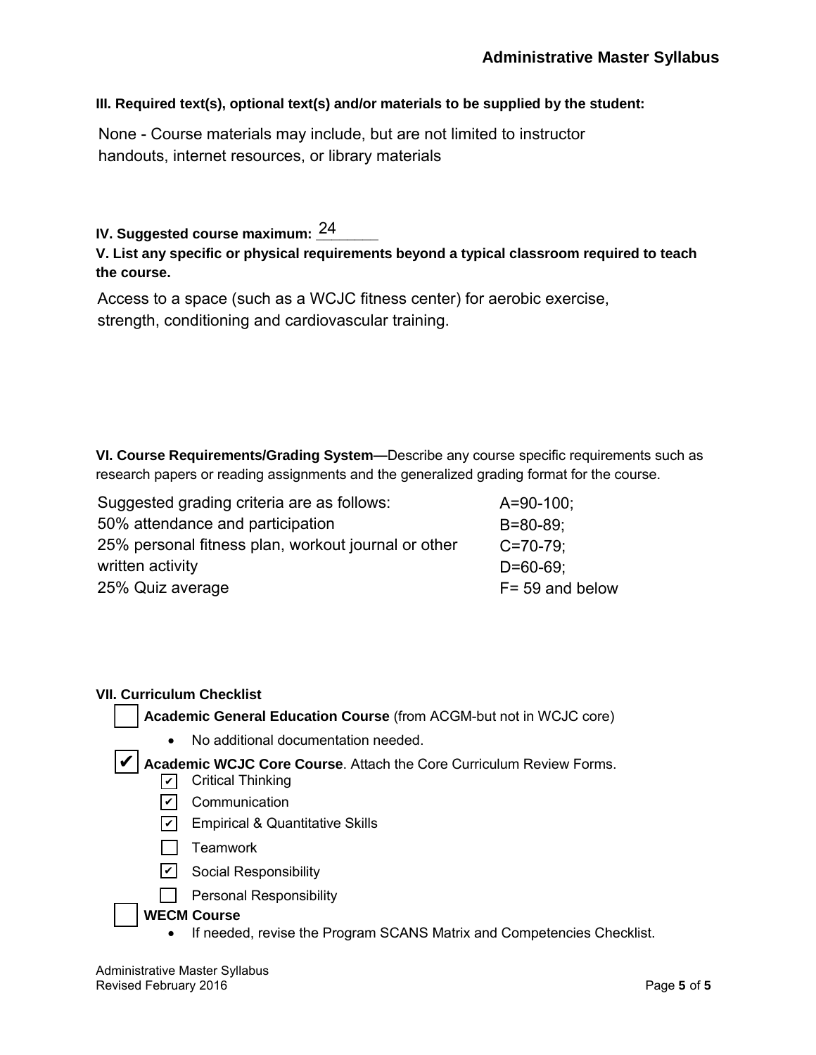**III. Required text(s), optional text(s) and/or materials to be supplied by the student:**

None - Course materials may include, but are not limited to instructor handouts, internet resources, or library materials

**IV. Suggested course maximum:** 24

**V. List any specific or physical requirements beyond a typical classroom required to teach the course.**

Access to a space (such as a WCJC fitness center) for aerobic exercise, strength, conditioning and cardiovascular training.

**VI. Course Requirements/Grading System—**Describe any course specific requirements such as research papers or reading assignments and the generalized grading format for the course.

Suggested grading criteria are as follows:
50% attendance and participation
25% personal fitness plan, workout journal or other written activity
25% Quiz average

A=90-100;
B=80-89;
C=70-79;
D=60-69;
F= 59 and below

**VII. Curriculum Checklist**

- [ ] **Academic General Education Course** (from ACGM-but not in WCJC core)
  - No additional documentation needed.
- [x] **Academic WCJC Core Course**. Attach the Core Curriculum Review Forms.
  - [x] Critical Thinking
  - [x] Communication
  - [x] Empirical & Quantitative Skills
  - [ ] Teamwork
  - [x] Social Responsibility
  - [ ] Personal Responsibility
- [ ] **WECM Course**
  - If needed, revise the Program SCANS Matrix and Competencies Checklist.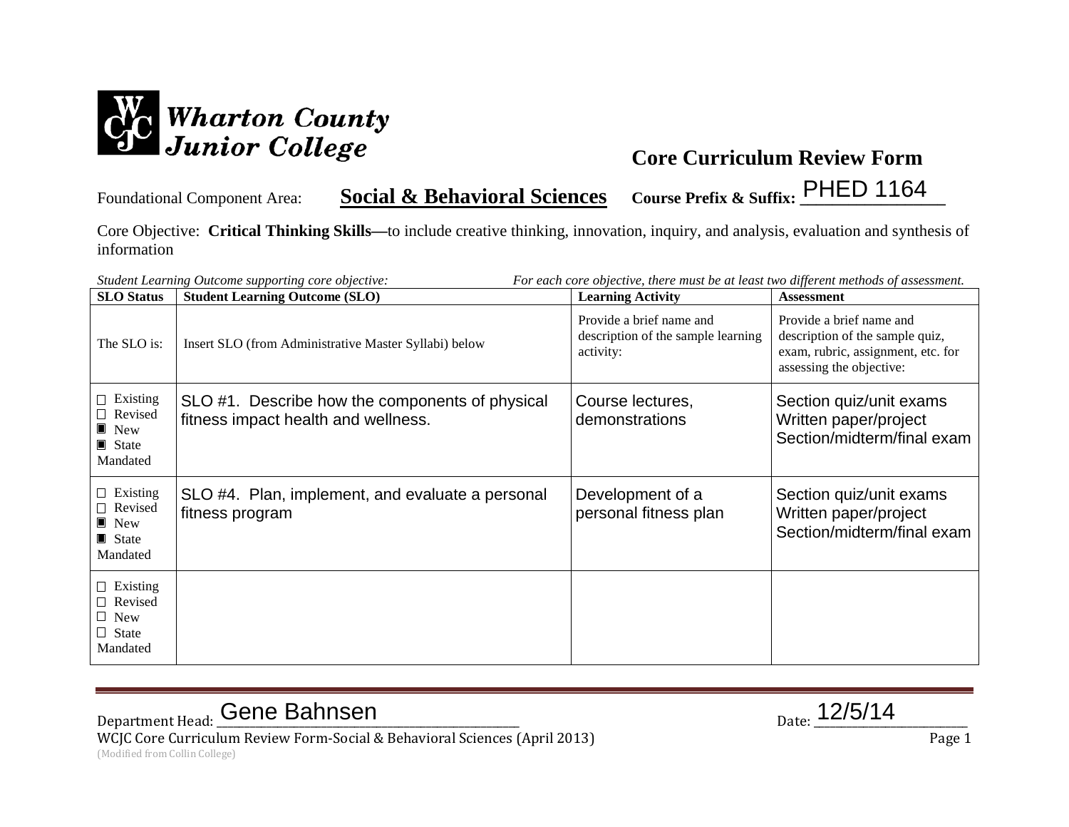Wharton County Junior College

# Core Curriculum Review Form

Foundational Component Area: **Social & Behavioral Sciences** **Course Prefix & Suffix:** PHED 1164

Core Objective: **Critical Thinking Skills—**to include creative thinking, innovation, inquiry, and analysis, evaluation and synthesis of information

*Student Learning Outcome supporting core objective:* *For each core objective, there must be at least two different methods of assessment.*

| SLO Status | Student Learning Outcome (SLO) | Learning Activity | Assessment |
|---|---|---|---|
| The SLO is: | Insert SLO (from Administrative Master Syllabi) below | Provide a brief name and description of the sample learning activity: | Provide a brief name and description of the sample quiz, exam, rubric, assignment, etc. for assessing the objective: |
| ☐ Existing<br>☐ Revised<br>■ New<br>■ State Mandated | SLO #1. Describe how the components of physical fitness impact health and wellness. | Course lectures, demonstrations | Section quiz/unit exams<br>Written paper/project<br>Section/midterm/final exam |
| ☐ Existing<br>☐ Revised<br>■ New<br>■ State Mandated | SLO #4. Plan, implement, and evaluate a personal fitness program | Development of a personal fitness plan | Section quiz/unit exams<br>Written paper/project<br>Section/midterm/final exam |
| ☐ Existing<br>☐ Revised<br>☐ New<br>☐ State Mandated | | | |

Department Head: Gene Bahnsen Date: 12/5/14

WCJC Core Curriculum Review Form-Social & Behavioral Sciences (April 2013)

(Modified from Collin College)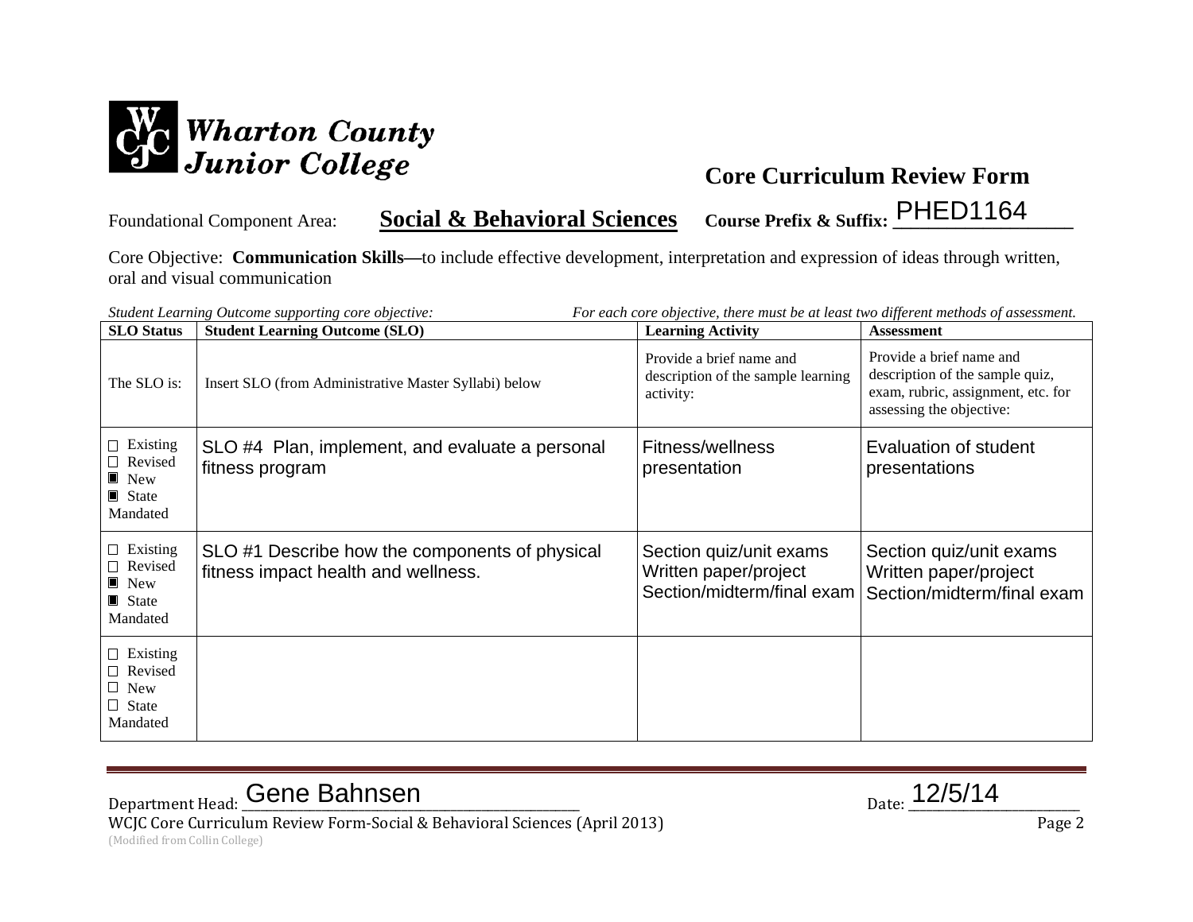**Wharton County Junior College**

# Core Curriculum Review Form

Foundational Component Area: **Social & Behavioral Sciences** **Course Prefix & Suffix:** PHED1164

Core Objective: **Communication Skills—**to include effective development, interpretation and expression of ideas through written, oral and visual communication

*Student Learning Outcome supporting core objective:* *For each core objective, there must be at least two different methods of assessment.*

| SLO Status | Student Learning Outcome (SLO) | Learning Activity | Assessment |
|---|---|---|---|
| The SLO is: | Insert SLO (from Administrative Master Syllabi) below | Provide a brief name and description of the sample learning activity: | Provide a brief name and description of the sample quiz, exam, rubric, assignment, etc. for assessing the objective: |
| ☐ Existing<br>☐ Revised<br>■ New<br>■ State Mandated | SLO #4 Plan, implement, and evaluate a personal fitness program | Fitness/wellness presentation | Evaluation of student presentations |
| ☐ Existing<br>☐ Revised<br>■ New<br>■ State Mandated | SLO #1 Describe how the components of physical fitness impact health and wellness. | Section quiz/unit exams<br>Written paper/project<br>Section/midterm/final exam | Section quiz/unit exams<br>Written paper/project<br>Section/midterm/final exam |
| ☐ Existing<br>☐ Revised<br>☐ New<br>☐ State Mandated | | | |

Department Head: Gene Bahnsen Date: 12/5/14

WCJC Core Curriculum Review Form-Social & Behavioral Sciences (April 2013)
(Modified from Collin College)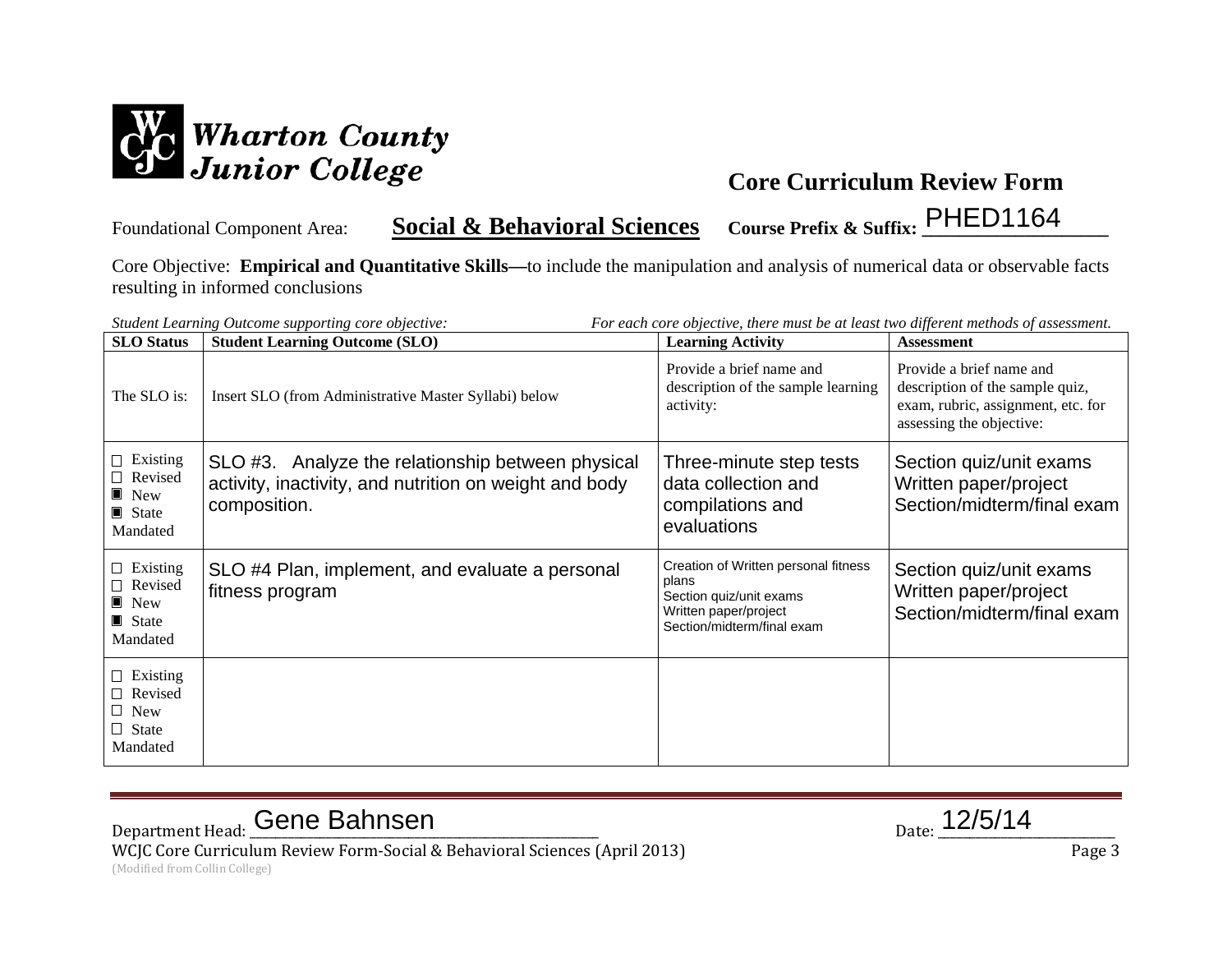Wharton County Junior College

# Core Curriculum Review Form

Foundational Component Area: **Social & Behavioral Sciences** **Course Prefix & Suffix:** PHED1164

Core Objective: **Empirical and Quantitative Skills—**to include the manipulation and analysis of numerical data or observable facts resulting in informed conclusions

*Student Learning Outcome supporting core objective:* *For each core objective, there must be at least two different methods of assessment.*

| SLO Status | Student Learning Outcome (SLO) | Learning Activity | Assessment |
|---|---|---|---|
| The SLO is: | Insert SLO (from Administrative Master Syllabi) below | Provide a brief name and description of the sample learning activity: | Provide a brief name and description of the sample quiz, exam, rubric, assignment, etc. for assessing the objective: |
| ☐ Existing<br>☐ Revised<br>■ New<br>■ State Mandated | SLO #3. Analyze the relationship between physical activity, inactivity, and nutrition on weight and body composition. | Three-minute step tests data collection and compilations and evaluations | Section quiz/unit exams<br>Written paper/project<br>Section/midterm/final exam |
| ☐ Existing<br>☐ Revised<br>■ New<br>■ State Mandated | SLO #4 Plan, implement, and evaluate a personal fitness program | Creation of Written personal fitness plans<br>Section quiz/unit exams<br>Written paper/project<br>Section/midterm/final exam | Section quiz/unit exams<br>Written paper/project<br>Section/midterm/final exam |
| ☐ Existing<br>☐ Revised<br>☐ New<br>☐ State Mandated | | | |

Department Head: Gene Bahnsen Date: 12/5/14

WCJC Core Curriculum Review Form-Social & Behavioral Sciences (April 2013)

(Modified from Collin College)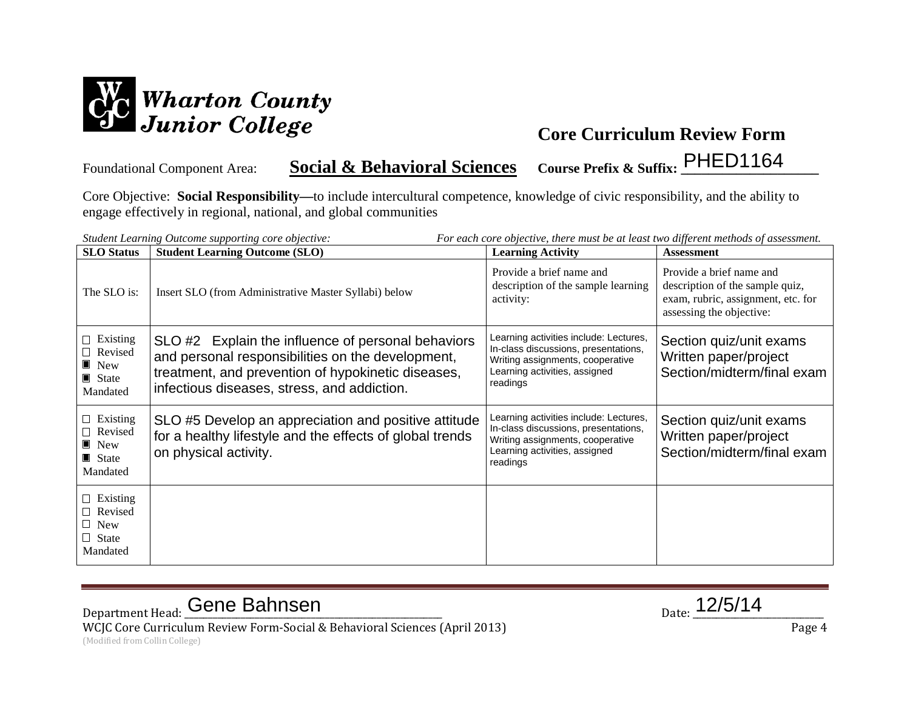**Wharton County Junior College**

## Core Curriculum Review Form

Foundational Component Area: **Social & Behavioral Sciences** **Course Prefix & Suffix:** PHED1164

Core Objective: **Social Responsibility—**to include intercultural competence, knowledge of civic responsibility, and the ability to engage effectively in regional, national, and global communities

*Student Learning Outcome supporting core objective:* *For each core objective, there must be at least two different methods of assessment.*

| SLO Status | Student Learning Outcome (SLO) | Learning Activity | Assessment |
|---|---|---|---|
| The SLO is: | Insert SLO (from Administrative Master Syllabi) below | Provide a brief name and description of the sample learning activity: | Provide a brief name and description of the sample quiz, exam, rubric, assignment, etc. for assessing the objective: |
| ☐ Existing<br>☐ Revised<br>■ New<br>■ State Mandated | SLO #2 Explain the influence of personal behaviors and personal responsibilities on the development, treatment, and prevention of hypokinetic diseases, infectious diseases, stress, and addiction. | Learning activities include: Lectures, In-class discussions, presentations, Writing assignments, cooperative Learning activities, assigned readings | Section quiz/unit exams<br>Written paper/project<br>Section/midterm/final exam |
| ☐ Existing<br>☐ Revised<br>■ New<br>■ State Mandated | SLO #5 Develop an appreciation and positive attitude for a healthy lifestyle and the effects of global trends on physical activity. | Learning activities include: Lectures, In-class discussions, presentations, Writing assignments, cooperative Learning activities, assigned readings | Section quiz/unit exams<br>Written paper/project<br>Section/midterm/final exam |
| ☐ Existing<br>☐ Revised<br>☐ New<br>☐ State Mandated | | | |

Department Head: Gene Bahnsen Date: 12/5/14

WCJC Core Curriculum Review Form-Social & Behavioral Sciences (April 2013)
(Modified from Collin College)